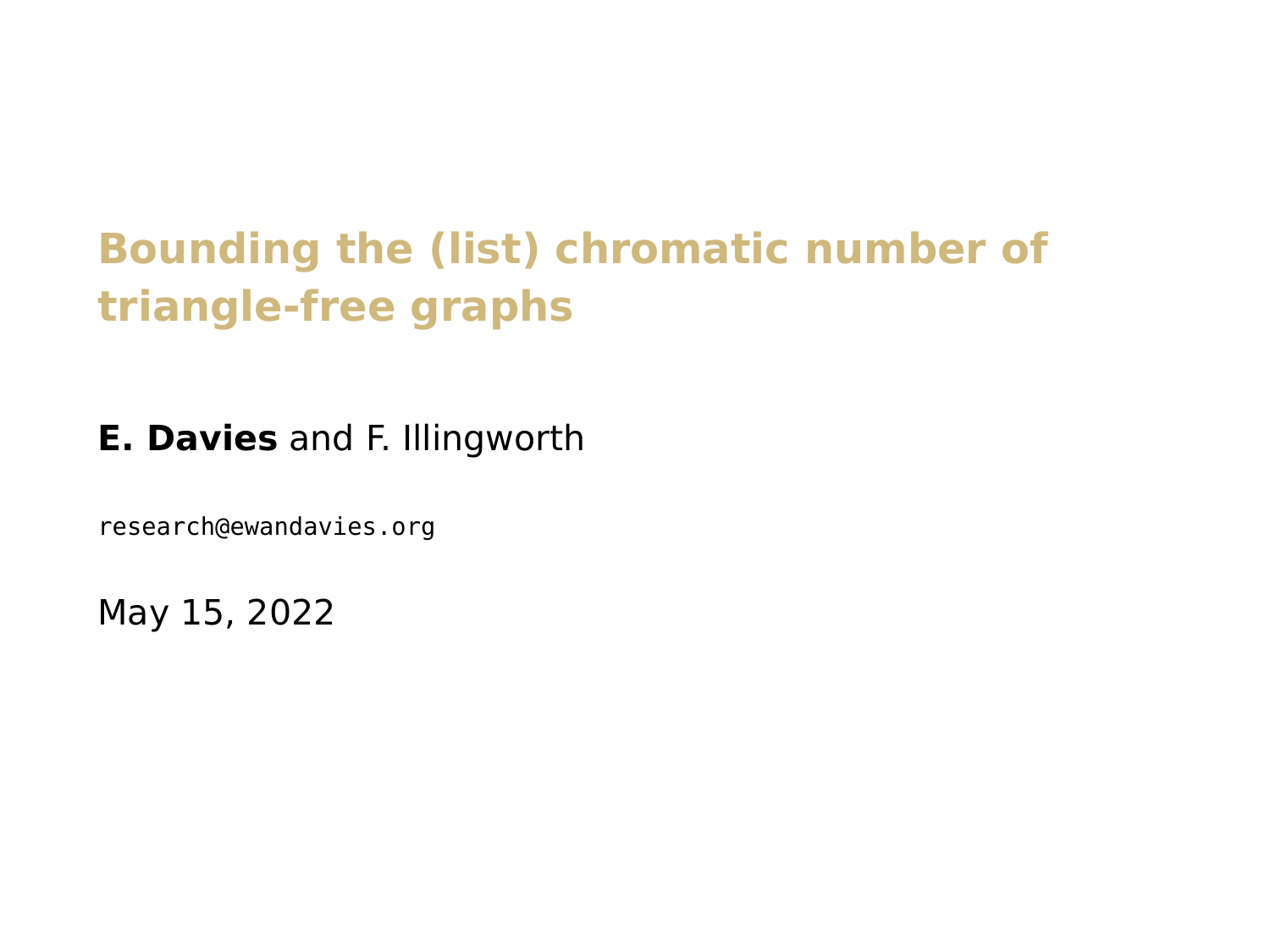# Bounding the (list) chromatic number of triangle-free graphs

**E. Davies** and F. Illingworth

research@ewandavies.org

May 15, 2022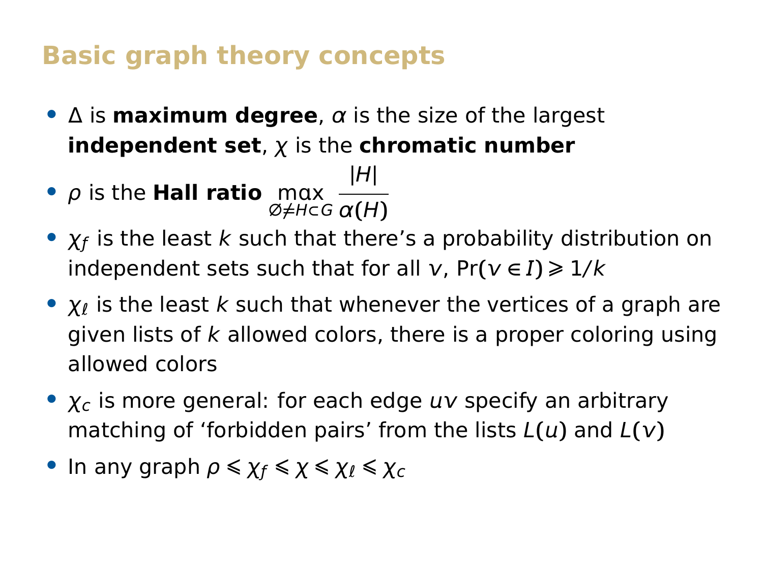# Basic graph theory concepts

- $\Delta$ is **maximum degree**, $\alpha$ is the size of the largest **independent set**, $\chi$ is the **chromatic number**
- $\rho$ is the **Hall ratio** $\max\limits_{\varnothing \neq H \subset G} \dfrac{|H|}{\alpha(H)}$
- $\chi_f$ is the least $k$ such that there's a probability distribution on independent sets such that for all $v$, $\Pr(v \in I) \geqslant 1/k$
- $\chi_\ell$ is the least $k$ such that whenever the vertices of a graph are given lists of $k$ allowed colors, there is a proper coloring using allowed colors
- $\chi_c$ is more general: for each edge $uv$ specify an arbitrary matching of 'forbidden pairs' from the lists $L(u)$ and $L(v)$
- In any graph $\rho \leqslant \chi_f \leqslant \chi \leqslant \chi_\ell \leqslant \chi_c$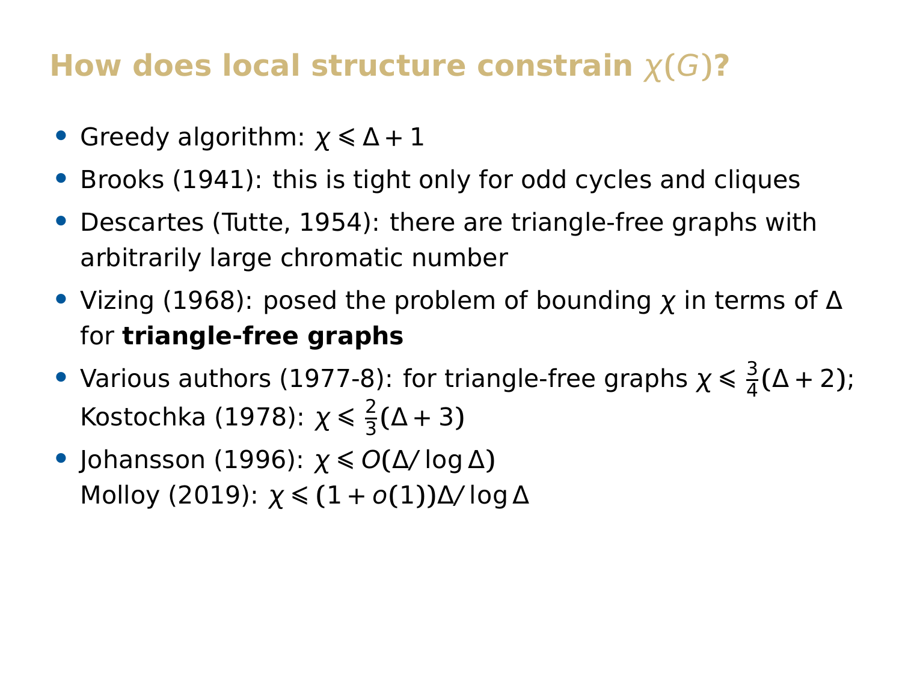# How does local structure constrain $\chi(G)$?

- Greedy algorithm: $\chi \leqslant \Delta + 1$
- Brooks (1941): this is tight only for odd cycles and cliques
- Descartes (Tutte, 1954): there are triangle-free graphs with arbitrarily large chromatic number
- Vizing (1968): posed the problem of bounding $\chi$ in terms of $\Delta$ for **triangle-free graphs**
- Various authors (1977-8): for triangle-free graphs $\chi \leqslant \frac{3}{4}(\Delta + 2)$; Kostochka (1978): $\chi \leqslant \frac{2}{3}(\Delta + 3)$
- Johansson (1996): $\chi \leqslant O(\Delta / \log \Delta)$
  Molloy (2019): $\chi \leqslant (1 + o(1))\Delta / \log \Delta$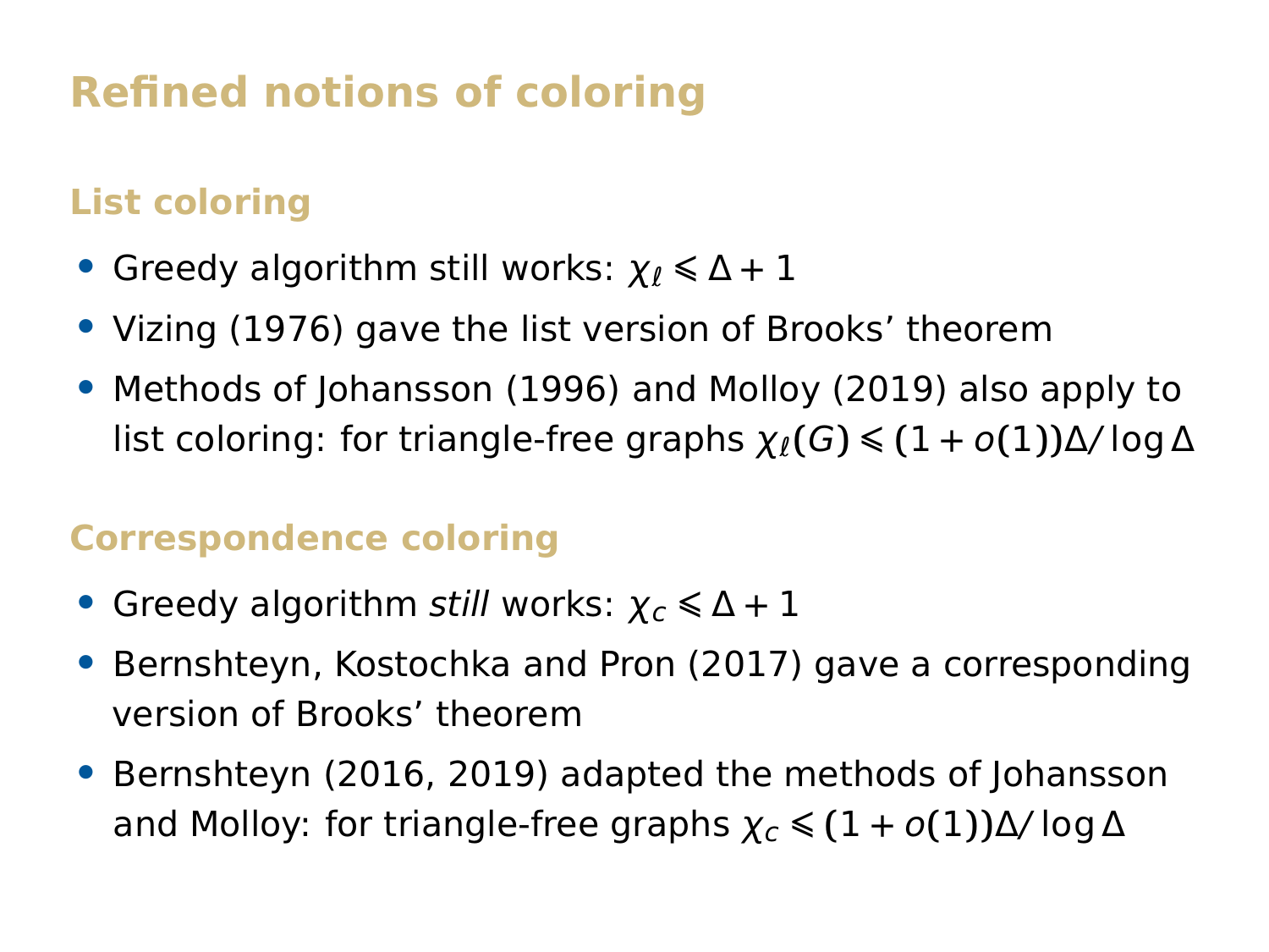# Refined notions of coloring

## List coloring

- Greedy algorithm still works: $\chi_\ell \leqslant \Delta + 1$
- Vizing (1976) gave the list version of Brooks' theorem
- Methods of Johansson (1996) and Molloy (2019) also apply to list coloring: for triangle-free graphs $\chi_\ell(G) \leqslant (1 + o(1))\Delta/\log\Delta$

## Correspondence coloring

- Greedy algorithm *still* works: $\chi_c \leqslant \Delta + 1$
- Bernshteyn, Kostochka and Pron (2017) gave a corresponding version of Brooks' theorem
- Bernshteyn (2016, 2019) adapted the methods of Johansson and Molloy: for triangle-free graphs $\chi_c \leqslant (1 + o(1))\Delta/\log\Delta$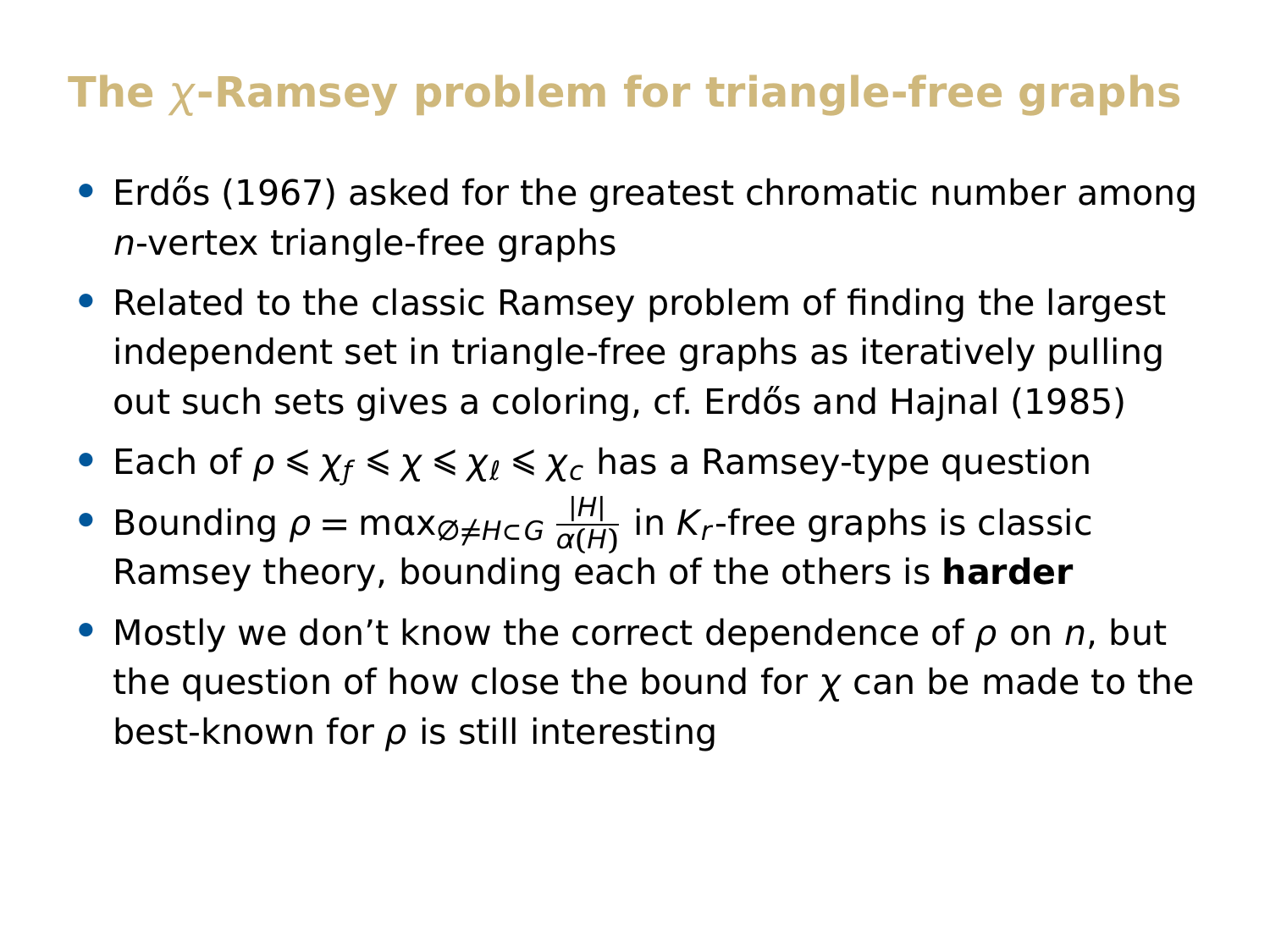# The $\chi$-Ramsey problem for triangle-free graphs

- Erdős (1967) asked for the greatest chromatic number among $n$-vertex triangle-free graphs
- Related to the classic Ramsey problem of finding the largest independent set in triangle-free graphs as iteratively pulling out such sets gives a coloring, cf. Erdős and Hajnal (1985)
- Each of $\rho \leqslant \chi_f \leqslant \chi \leqslant \chi_\ell \leqslant \chi_c$ has a Ramsey-type question
- Bounding $\rho = \max_{\varnothing \neq H \subset G} \frac{|H|}{\alpha(H)}$ in $K_r$-free graphs is classic Ramsey theory, bounding each of the others is **harder**
- Mostly we don't know the correct dependence of $\rho$ on $n$, but the question of how close the bound for $\chi$ can be made to the best-known for $\rho$ is still interesting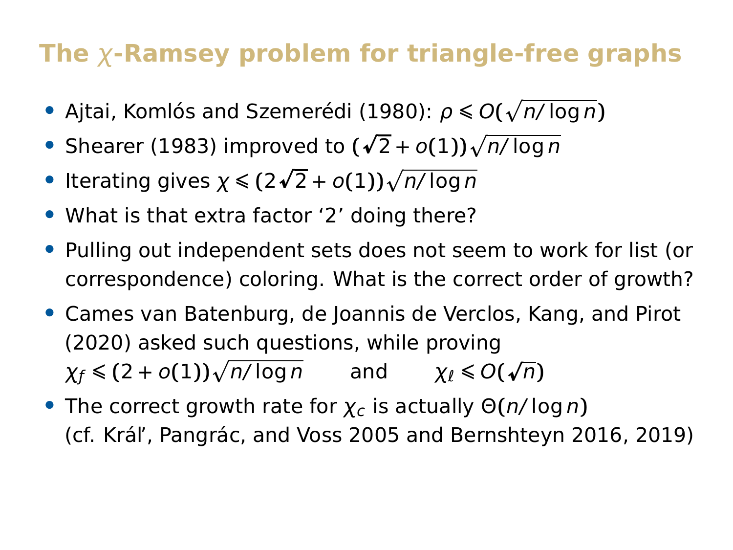# The $\chi$-Ramsey problem for triangle-free graphs

- Ajtai, Komlós and Szemerédi (1980): $\rho \leqslant O(\sqrt{n/\log n})$
- Shearer (1983) improved to $(\sqrt{2} + o(1))\sqrt{n/\log n}$
- Iterating gives $\chi \leqslant (2\sqrt{2} + o(1))\sqrt{n/\log n}$
- What is that extra factor '2' doing there?
- Pulling out independent sets does not seem to work for list (or correspondence) coloring. What is the correct order of growth?
- Cames van Batenburg, de Joannis de Verclos, Kang, and Pirot (2020) asked such questions, while proving
  $\chi_f \leqslant (2 + o(1))\sqrt{n/\log n}$ and $\chi_\ell \leqslant O(\sqrt{n})$
- The correct growth rate for $\chi_c$ is actually $\Theta(n/\log n)$ (cf. Kráľ, Pangrác, and Voss 2005 and Bernshteyn 2016, 2019)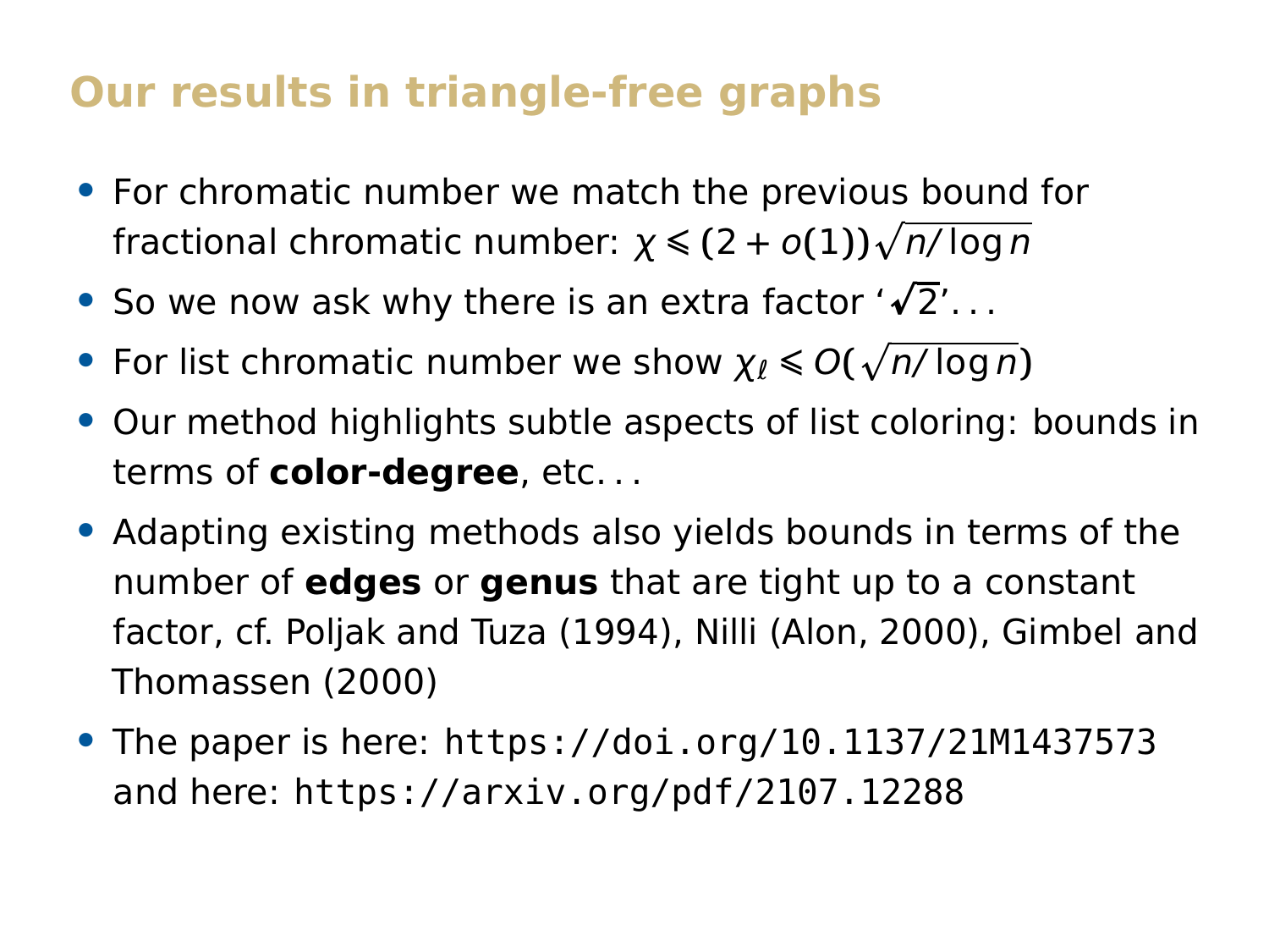# Our results in triangle-free graphs

- For chromatic number we match the previous bound for fractional chromatic number: $\chi \leqslant (2 + o(1))\sqrt{n/\log n}$
- So we now ask why there is an extra factor '$\sqrt{2}$'...
- For list chromatic number we show $\chi_\ell \leqslant O(\sqrt{n/\log n})$
- Our method highlights subtle aspects of list coloring: bounds in terms of **color-degree**, etc...
- Adapting existing methods also yields bounds in terms of the number of **edges** or **genus** that are tight up to a constant factor, cf. Poljak and Tuza (1994), Nilli (Alon, 2000), Gimbel and Thomassen (2000)
- The paper is here: `https://doi.org/10.1137/21M1437573` and here: `https://arxiv.org/pdf/2107.12288`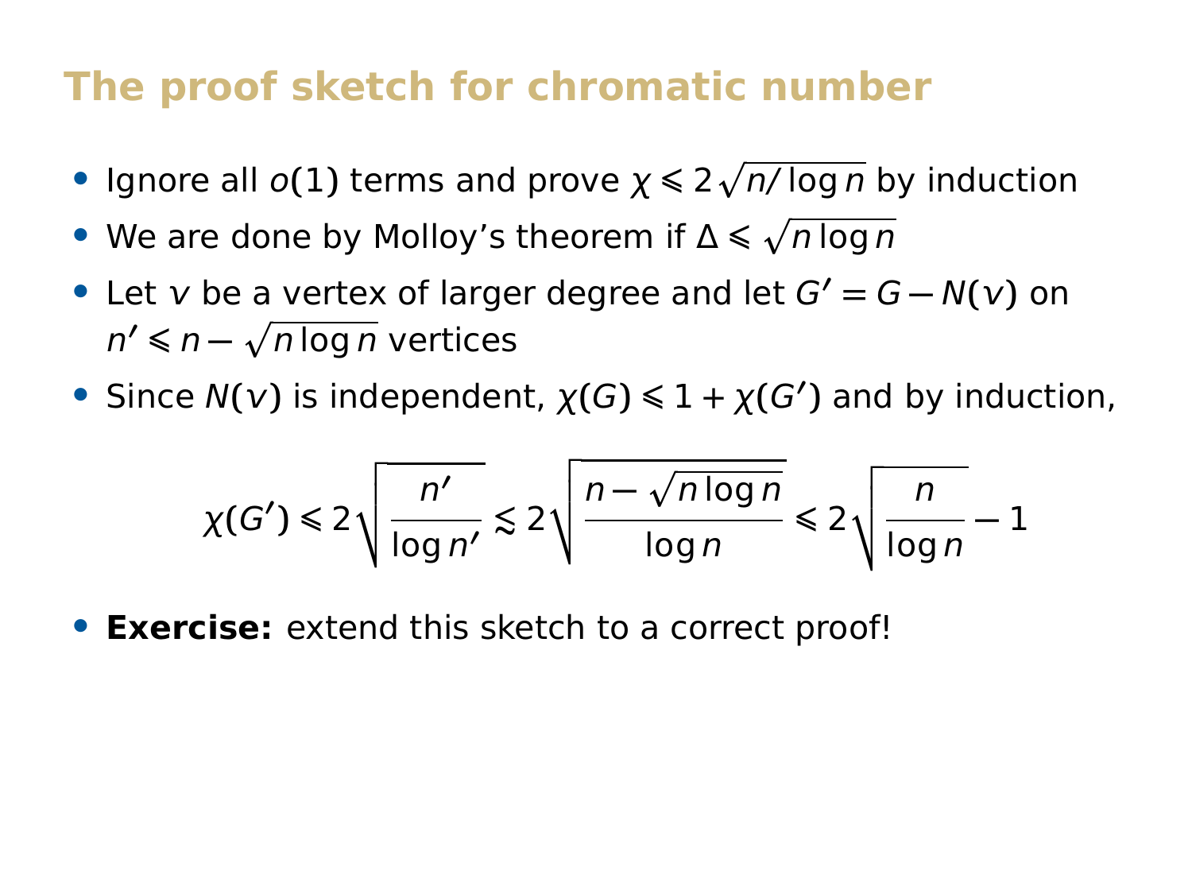# The proof sketch for chromatic number

- Ignore all $o(1)$ terms and prove $\chi \leqslant 2\sqrt{n/\log n}$ by induction
- We are done by Molloy's theorem if $\Delta \leqslant \sqrt{n \log n}$
- Let $v$ be a vertex of larger degree and let $G' = G - N(v)$ on $n' \leqslant n - \sqrt{n \log n}$ vertices
- Since $N(v)$ is independent, $\chi(G) \leqslant 1 + \chi(G')$ and by induction,

$$\chi(G') \leqslant 2\sqrt{\frac{n'}{\log n'}} \lesssim 2\sqrt{\frac{n - \sqrt{n \log n}}{\log n}} \leqslant 2\sqrt{\frac{n}{\log n}} - 1$$

- **Exercise:** extend this sketch to a correct proof!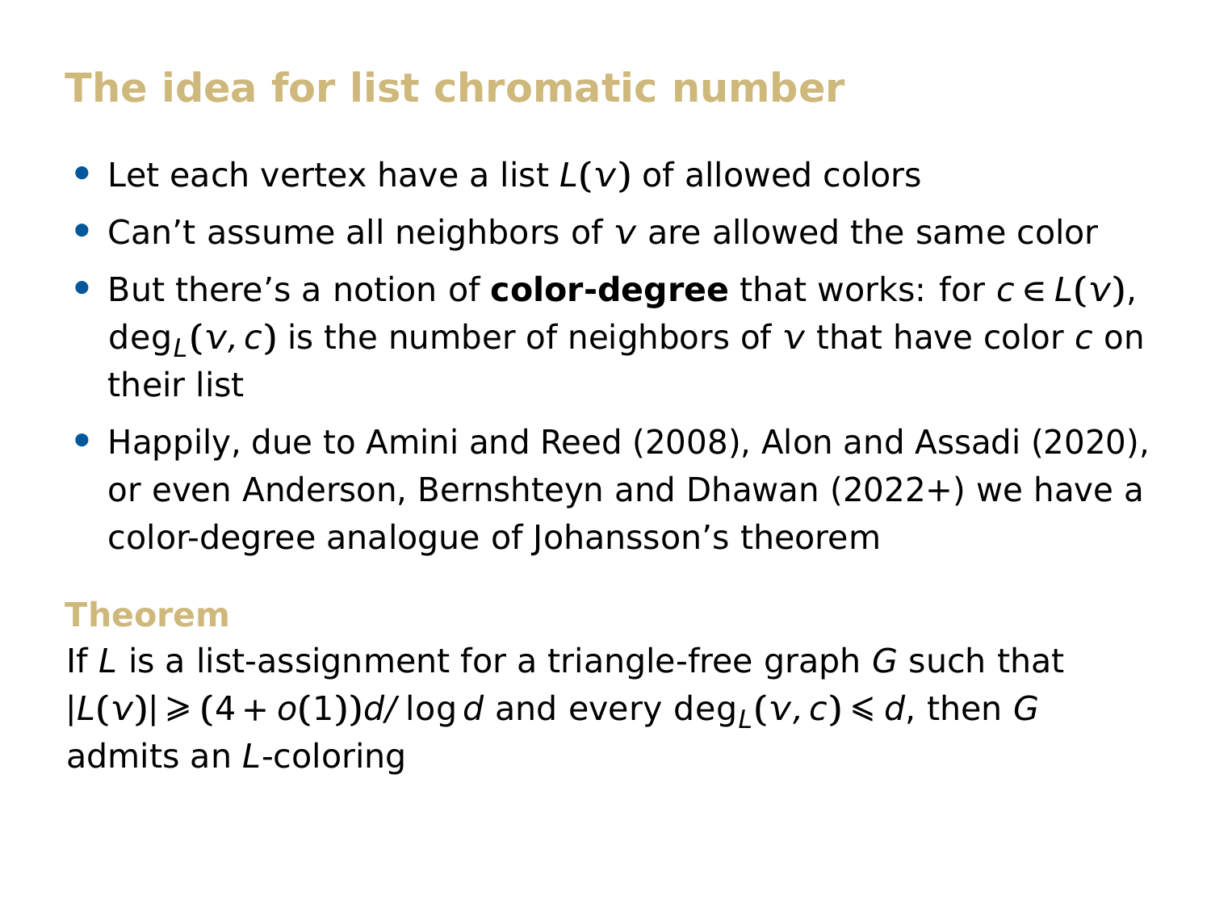# The idea for list chromatic number

- Let each vertex have a list $L(v)$ of allowed colors
- Can't assume all neighbors of $v$ are allowed the same color
- But there's a notion of **color-degree** that works: for $c \in L(v)$, $\deg_L(v, c)$ is the number of neighbors of $v$ that have color $c$ on their list
- Happily, due to Amini and Reed (2008), Alon and Assadi (2020), or even Anderson, Bernshteyn and Dhawan (2022+) we have a color-degree analogue of Johansson's theorem

### Theorem

If $L$ is a list-assignment for a triangle-free graph $G$ such that $|L(v)| \geqslant (4 + o(1))d/\log d$ and every $\deg_L(v, c) \leqslant d$, then $G$ admits an $L$-coloring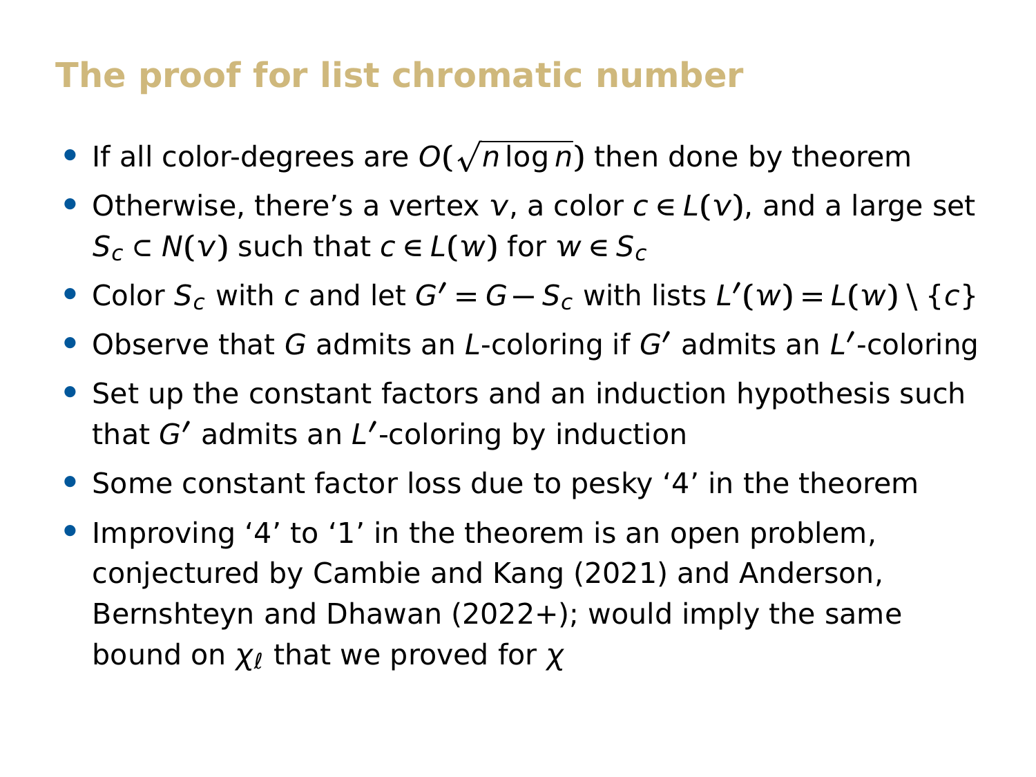# The proof for list chromatic number

- If all color-degrees are $O(\sqrt{n \log n})$ then done by theorem
- Otherwise, there's a vertex $v$, a color $c \in L(v)$, and a large set $S_c \subset N(v)$ such that $c \in L(w)$ for $w \in S_c$
- Color $S_c$ with $c$ and let $G' = G - S_c$ with lists $L'(w) = L(w) \setminus \{c\}$
- Observe that $G$ admits an $L$-coloring if $G'$ admits an $L'$-coloring
- Set up the constant factors and an induction hypothesis such that $G'$ admits an $L'$-coloring by induction
- Some constant factor loss due to pesky '4' in the theorem
- Improving '4' to '1' in the theorem is an open problem, conjectured by Cambie and Kang (2021) and Anderson, Bernshteyn and Dhawan (2022+); would imply the same bound on $\chi_\ell$ that we proved for $\chi$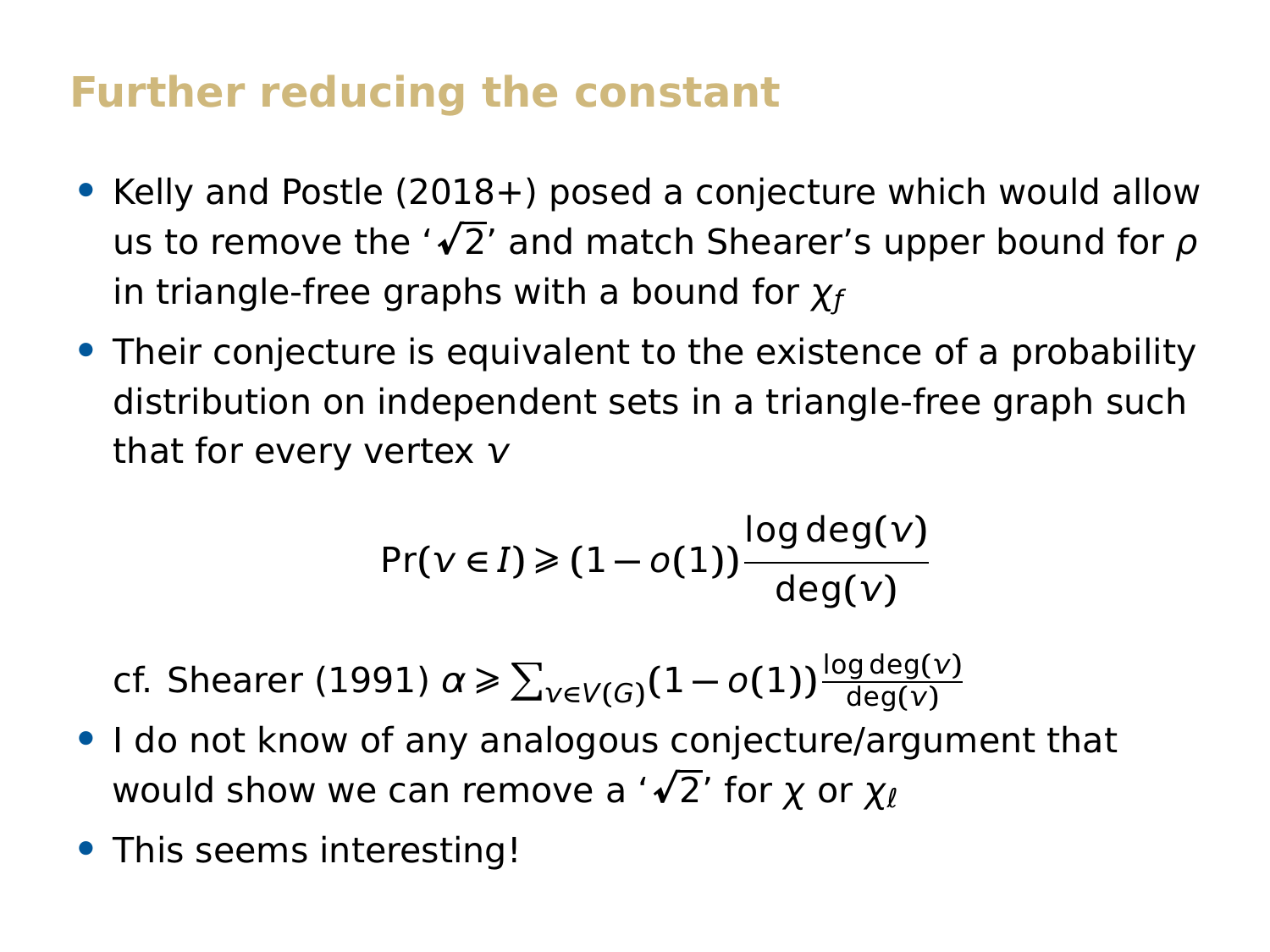## Further reducing the constant

- Kelly and Postle (2018+) posed a conjecture which would allow us to remove the '$\sqrt{2}$' and match Shearer's upper bound for $\rho$ in triangle-free graphs with a bound for $\chi_f$
- Their conjecture is equivalent to the existence of a probability distribution on independent sets in a triangle-free graph such that for every vertex $v$

$$\Pr(v \in I) \geqslant (1 - o(1)) \frac{\log \deg(v)}{\deg(v)}$$

  cf. Shearer (1991) $\alpha \geqslant \sum_{v \in V(G)} (1 - o(1)) \frac{\log \deg(v)}{\deg(v)}$
- I do not know of any analogous conjecture/argument that would show we can remove a '$\sqrt{2}$' for $\chi$ or $\chi_\ell$
- This seems interesting!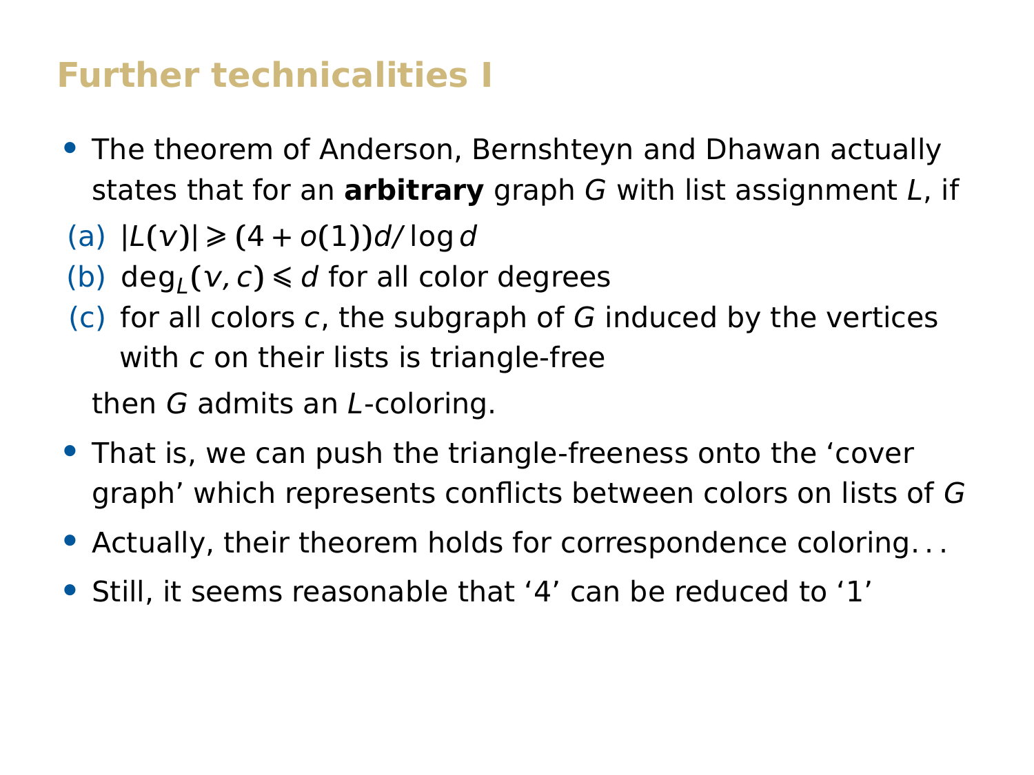# Further technicalities I

- The theorem of Anderson, Bernshteyn and Dhawan actually states that for an **arbitrary** graph $G$ with list assignment $L$, if
  (a) $|L(v)| \geqslant (4 + o(1))d/\log d$
  (b) $\deg_L(v, c) \leqslant d$ for all color degrees
  (c) for all colors $c$, the subgraph of $G$ induced by the vertices with $c$ on their lists is triangle-free

  then $G$ admits an $L$-coloring.
- That is, we can push the triangle-freeness onto the 'cover graph' which represents conflicts between colors on lists of $G$
- Actually, their theorem holds for correspondence coloring...
- Still, it seems reasonable that '4' can be reduced to '1'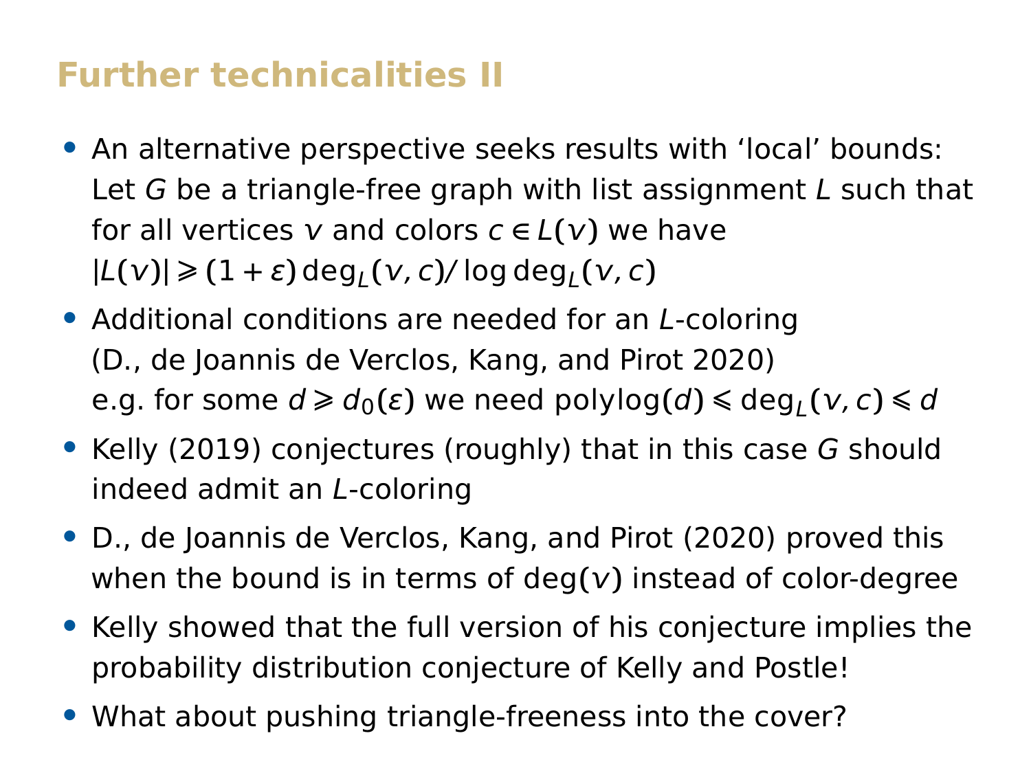## Further technicalities II

- An alternative perspective seeks results with 'local' bounds: Let $G$ be a triangle-free graph with list assignment $L$ such that for all vertices $v$ and colors $c \in L(v)$ we have $|L(v)| \geqslant (1+\varepsilon) \deg_L(v,c)/\log \deg_L(v,c)$
- Additional conditions are needed for an $L$-coloring (D., de Joannis de Verclos, Kang, and Pirot 2020) e.g. for some $d \geqslant d_0(\varepsilon)$ we need $\operatorname{polylog}(d) \leqslant \deg_L(v,c) \leqslant d$
- Kelly (2019) conjectures (roughly) that in this case $G$ should indeed admit an $L$-coloring
- D., de Joannis de Verclos, Kang, and Pirot (2020) proved this when the bound is in terms of $\deg(v)$ instead of color-degree
- Kelly showed that the full version of his conjecture implies the probability distribution conjecture of Kelly and Postle!
- What about pushing triangle-freeness into the cover?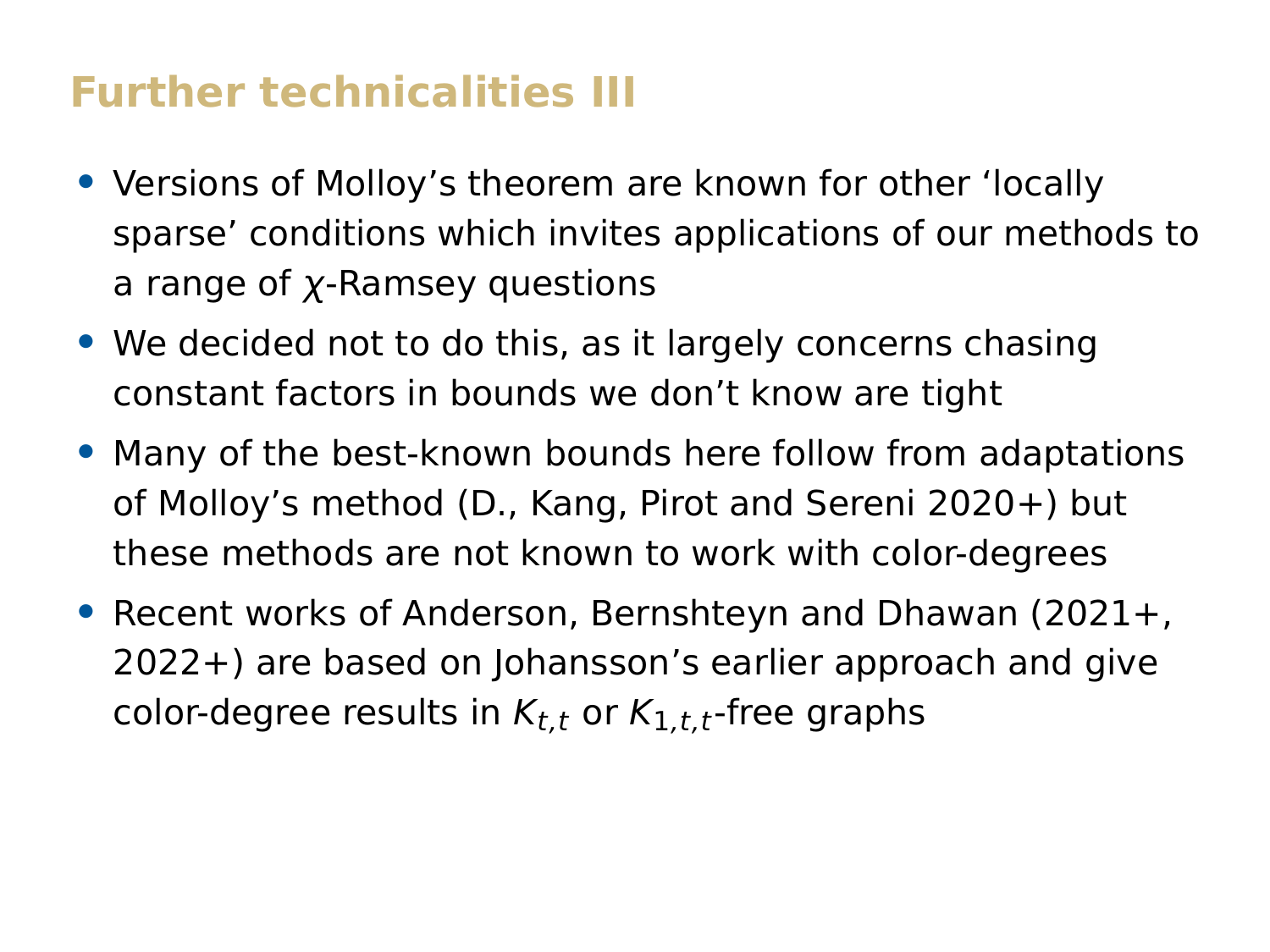# Further technicalities III

- Versions of Molloy’s theorem are known for other ‘locally sparse’ conditions which invites applications of our methods to a range of $\chi$-Ramsey questions
- We decided not to do this, as it largely concerns chasing constant factors in bounds we don’t know are tight
- Many of the best-known bounds here follow from adaptations of Molloy’s method (D., Kang, Pirot and Sereni 2020+) but these methods are not known to work with color-degrees
- Recent works of Anderson, Bernshteyn and Dhawan (2021+, 2022+) are based on Johansson’s earlier approach and give color-degree results in $K_{t,t}$ or $K_{1,t,t}$-free graphs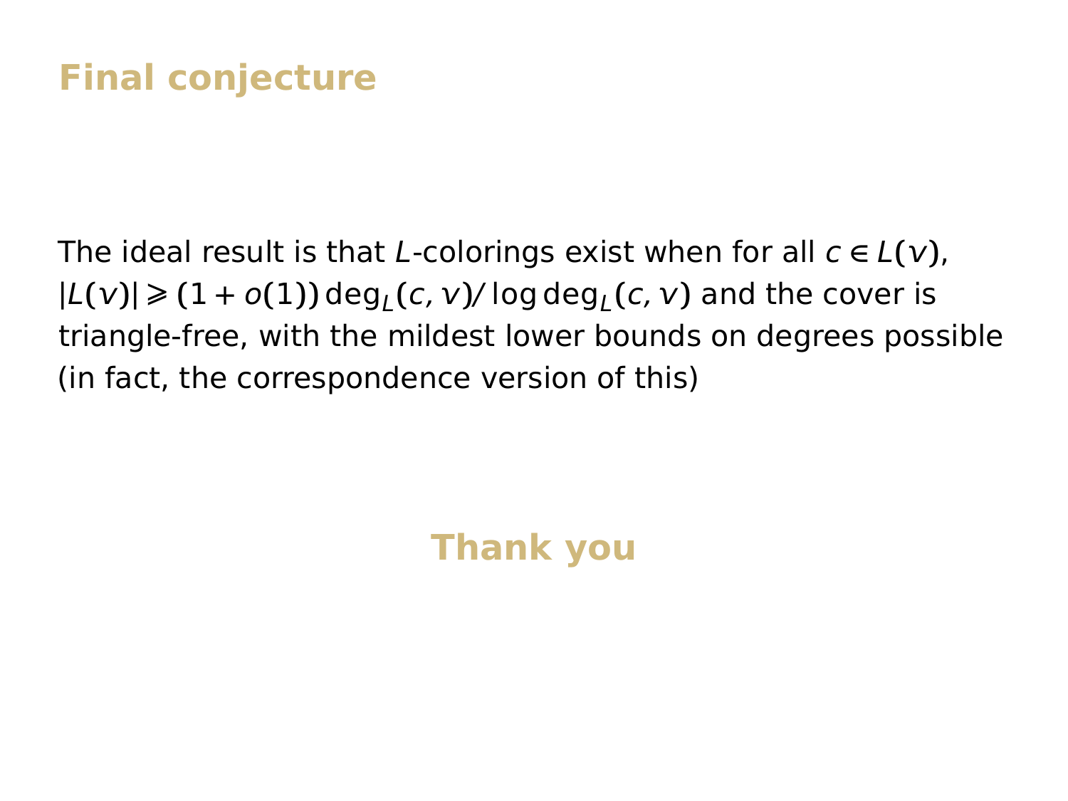# Final conjecture

The ideal result is that $L$-colorings exist when for all $c \in L(v)$, $|L(v)| \geqslant (1 + o(1)) \deg_L(c, v) / \log \deg_L(c, v)$ and the cover is triangle-free, with the mildest lower bounds on degrees possible (in fact, the correspondence version of this)

**Thank you**